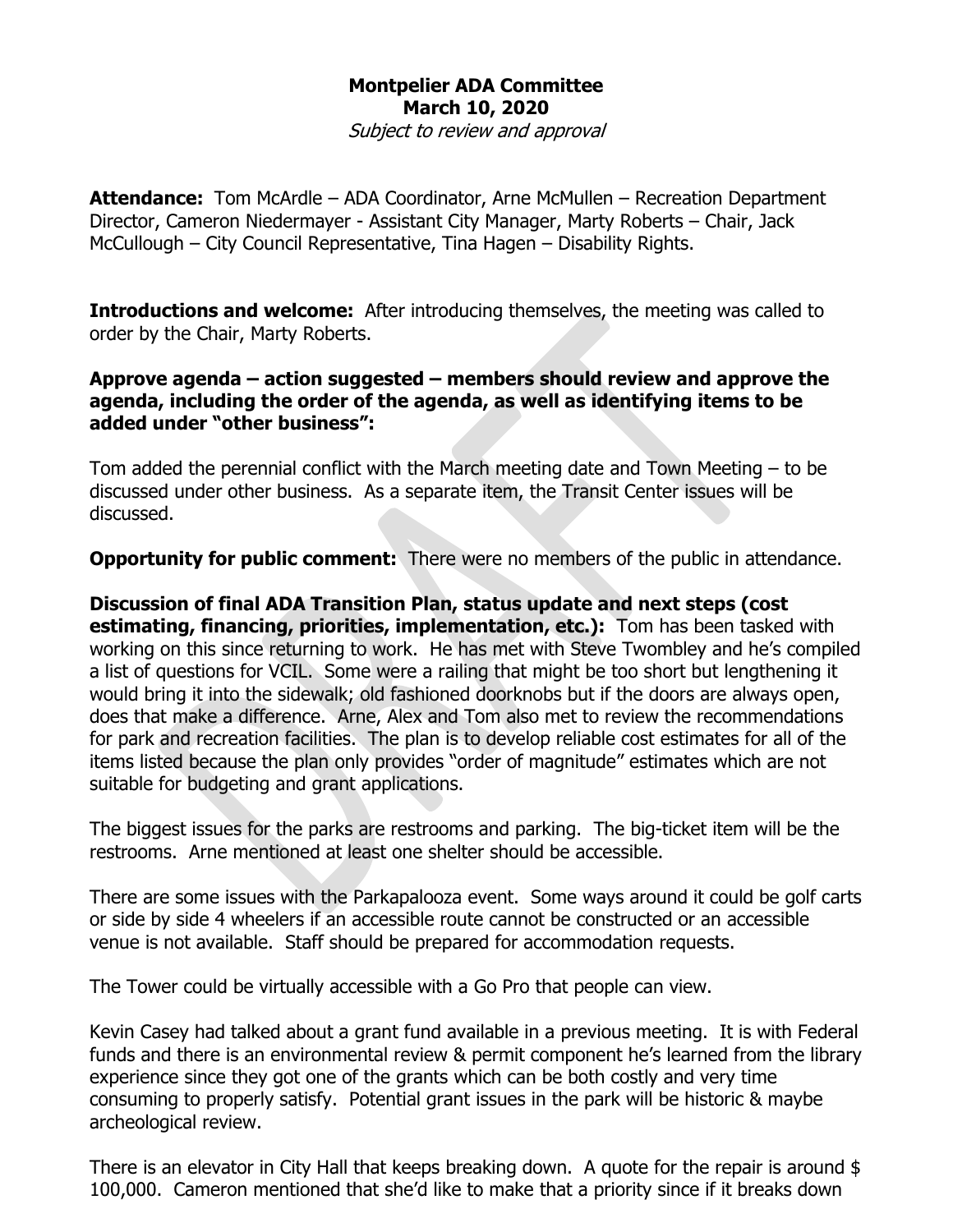# Montpelier ADA Committee
## March 10, 2020
*Subject to review and approval*

**Attendance:** Tom McArdle – ADA Coordinator, Arne McMullen – Recreation Department Director, Cameron Niedermayer - Assistant City Manager, Marty Roberts – Chair, Jack McCullough – City Council Representative, Tina Hagen – Disability Rights.

**Introductions and welcome:** After introducing themselves, the meeting was called to order by the Chair, Marty Roberts.

**Approve agenda – action suggested – members should review and approve the agenda, including the order of the agenda, as well as identifying items to be added under "other business":**

Tom added the perennial conflict with the March meeting date and Town Meeting – to be discussed under other business. As a separate item, the Transit Center issues will be discussed.

**Opportunity for public comment:** There were no members of the public in attendance.

**Discussion of final ADA Transition Plan, status update and next steps (cost estimating, financing, priorities, implementation, etc.):** Tom has been tasked with working on this since returning to work. He has met with Steve Twombley and he's compiled a list of questions for VCIL. Some were a railing that might be too short but lengthening it would bring it into the sidewalk; old fashioned doorknobs but if the doors are always open, does that make a difference. Arne, Alex and Tom also met to review the recommendations for park and recreation facilities. The plan is to develop reliable cost estimates for all of the items listed because the plan only provides "order of magnitude" estimates which are not suitable for budgeting and grant applications.

The biggest issues for the parks are restrooms and parking. The big-ticket item will be the restrooms. Arne mentioned at least one shelter should be accessible.

There are some issues with the Parkapalooza event. Some ways around it could be golf carts or side by side 4 wheelers if an accessible route cannot be constructed or an accessible venue is not available. Staff should be prepared for accommodation requests.

The Tower could be virtually accessible with a Go Pro that people can view.

Kevin Casey had talked about a grant fund available in a previous meeting. It is with Federal funds and there is an environmental review & permit component he's learned from the library experience since they got one of the grants which can be both costly and very time consuming to properly satisfy. Potential grant issues in the park will be historic & maybe archeological review.

There is an elevator in City Hall that keeps breaking down. A quote for the repair is around $ 100,000. Cameron mentioned that she'd like to make that a priority since if it breaks down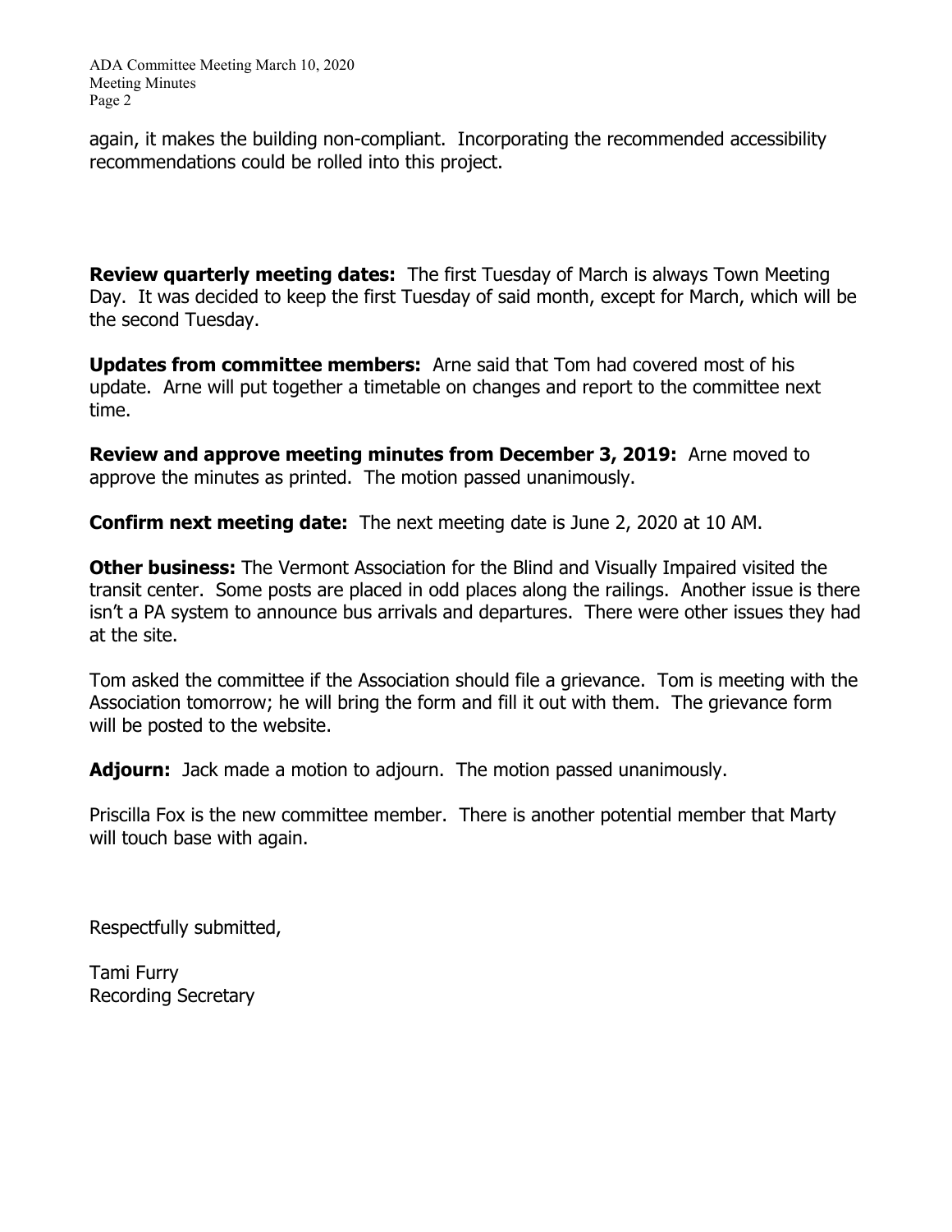again, it makes the building non-compliant. Incorporating the recommended accessibility recommendations could be rolled into this project.

**Review quarterly meeting dates:** The first Tuesday of March is always Town Meeting Day. It was decided to keep the first Tuesday of said month, except for March, which will be the second Tuesday.

**Updates from committee members:** Arne said that Tom had covered most of his update. Arne will put together a timetable on changes and report to the committee next time.

**Review and approve meeting minutes from December 3, 2019:** Arne moved to approve the minutes as printed. The motion passed unanimously.

**Confirm next meeting date:** The next meeting date is June 2, 2020 at 10 AM.

**Other business:** The Vermont Association for the Blind and Visually Impaired visited the transit center. Some posts are placed in odd places along the railings. Another issue is there isn't a PA system to announce bus arrivals and departures. There were other issues they had at the site.

Tom asked the committee if the Association should file a grievance. Tom is meeting with the Association tomorrow; he will bring the form and fill it out with them. The grievance form will be posted to the website.

**Adjourn:** Jack made a motion to adjourn. The motion passed unanimously.

Priscilla Fox is the new committee member. There is another potential member that Marty will touch base with again.

Respectfully submitted,

Tami Furry
Recording Secretary